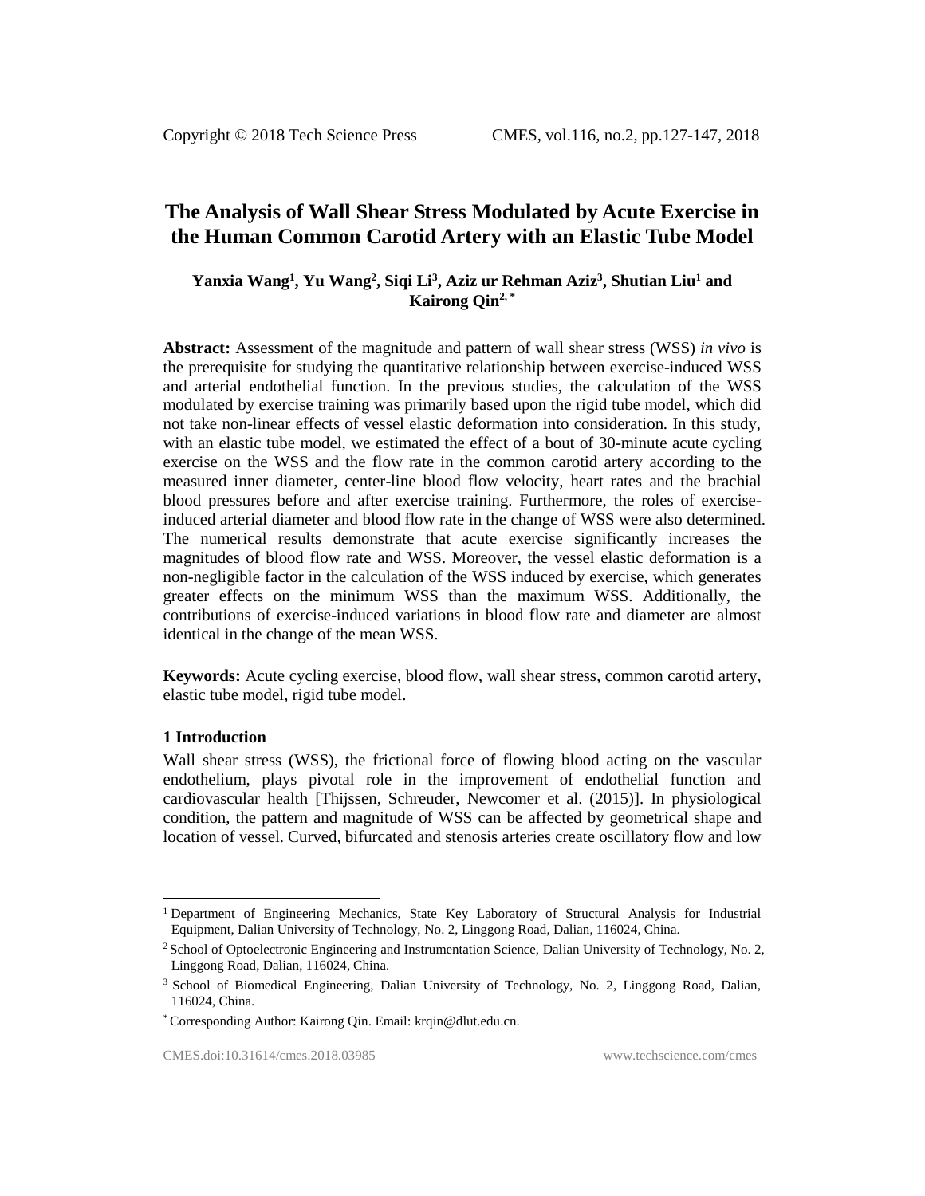# The Analysis of Wall Shear Stress Modulated by Acute Exercise in the Human Common Carotid Artery with an Elastic Tube Model

**Yanxia Wang[1], Yu Wang[2], Siqi Li[3], Aziz ur Rehman Aziz[3], Shutian Liu[1] and Kairong Qin[2, *]**

**Abstract:** Assessment of the magnitude and pattern of wall shear stress (WSS) *in vivo* is the prerequisite for studying the quantitative relationship between exercise-induced WSS and arterial endothelial function. In the previous studies, the calculation of the WSS modulated by exercise training was primarily based upon the rigid tube model, which did not take non-linear effects of vessel elastic deformation into consideration. In this study, with an elastic tube model, we estimated the effect of a bout of 30-minute acute cycling exercise on the WSS and the flow rate in the common carotid artery according to the measured inner diameter, center-line blood flow velocity, heart rates and the brachial blood pressures before and after exercise training. Furthermore, the roles of exercise-induced arterial diameter and blood flow rate in the change of WSS were also determined. The numerical results demonstrate that acute exercise significantly increases the magnitudes of blood flow rate and WSS. Moreover, the vessel elastic deformation is a non-negligible factor in the calculation of the WSS induced by exercise, which generates greater effects on the minimum WSS than the maximum WSS. Additionally, the contributions of exercise-induced variations in blood flow rate and diameter are almost identical in the change of the mean WSS.

**Keywords:** Acute cycling exercise, blood flow, wall shear stress, common carotid artery, elastic tube model, rigid tube model.

## 1 Introduction

Wall shear stress (WSS), the frictional force of flowing blood acting on the vascular endothelium, plays pivotal role in the improvement of endothelial function and cardiovascular health [Thijssen, Schreuder, Newcomer et al. (2015)]. In physiological condition, the pattern and magnitude of WSS can be affected by geometrical shape and location of vessel. Curved, bifurcated and stenosis arteries create oscillatory flow and low

---

[1] Department of Engineering Mechanics, State Key Laboratory of Structural Analysis for Industrial Equipment, Dalian University of Technology, No. 2, Linggong Road, Dalian, 116024, China.

[2] School of Optoelectronic Engineering and Instrumentation Science, Dalian University of Technology, No. 2, Linggong Road, Dalian, 116024, China.

[3] School of Biomedical Engineering, Dalian University of Technology, No. 2, Linggong Road, Dalian, 116024, China.

[*] Corresponding Author: Kairong Qin. Email: krqin@dlut.edu.cn.

CMES.doi:10.31614/cmes.2018.03985 www.techscience.com/cmes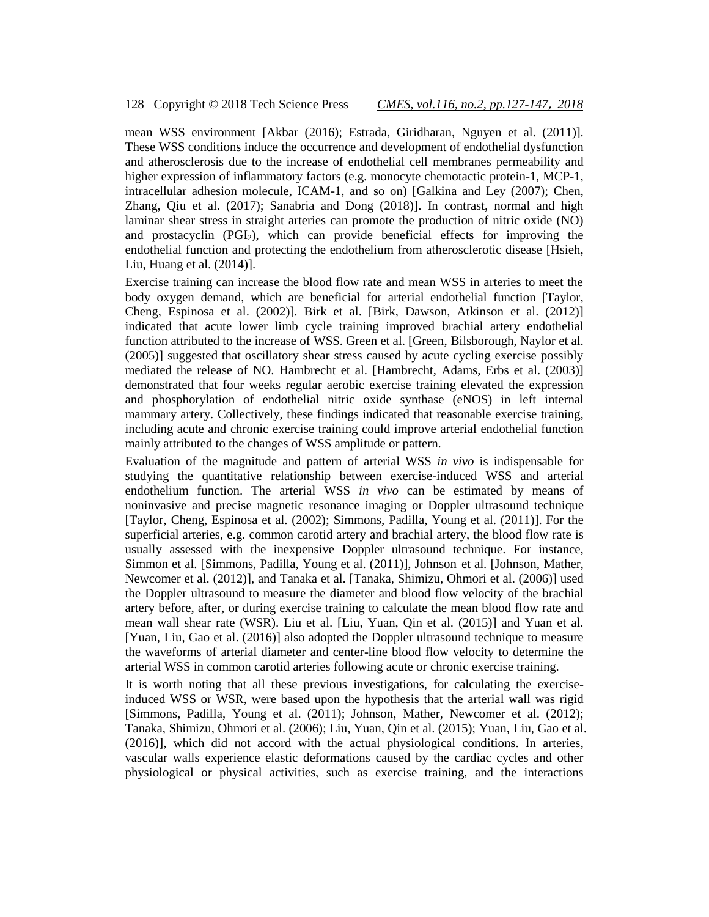mean WSS environment [Akbar (2016); Estrada, Giridharan, Nguyen et al. (2011)]. These WSS conditions induce the occurrence and development of endothelial dysfunction and atherosclerosis due to the increase of endothelial cell membranes permeability and higher expression of inflammatory factors (e.g. monocyte chemotactic protein-1, MCP-1, intracellular adhesion molecule, ICAM-1, and so on) [Galkina and Ley (2007); Chen, Zhang, Qiu et al. (2017); Sanabria and Dong (2018)]. In contrast, normal and high laminar shear stress in straight arteries can promote the production of nitric oxide (NO) and prostacyclin ($PGI_2$), which can provide beneficial effects for improving the endothelial function and protecting the endothelium from atherosclerotic disease [Hsieh, Liu, Huang et al. (2014)].

Exercise training can increase the blood flow rate and mean WSS in arteries to meet the body oxygen demand, which are beneficial for arterial endothelial function [Taylor, Cheng, Espinosa et al. (2002)]. Birk et al. [Birk, Dawson, Atkinson et al. (2012)] indicated that acute lower limb cycle training improved brachial artery endothelial function attributed to the increase of WSS. Green et al. [Green, Bilsborough, Naylor et al. (2005)] suggested that oscillatory shear stress caused by acute cycling exercise possibly mediated the release of NO. Hambrecht et al. [Hambrecht, Adams, Erbs et al. (2003)] demonstrated that four weeks regular aerobic exercise training elevated the expression and phosphorylation of endothelial nitric oxide synthase (eNOS) in left internal mammary artery. Collectively, these findings indicated that reasonable exercise training, including acute and chronic exercise training could improve arterial endothelial function mainly attributed to the changes of WSS amplitude or pattern.

Evaluation of the magnitude and pattern of arterial WSS *in vivo* is indispensable for studying the quantitative relationship between exercise-induced WSS and arterial endothelium function. The arterial WSS *in vivo* can be estimated by means of noninvasive and precise magnetic resonance imaging or Doppler ultrasound technique [Taylor, Cheng, Espinosa et al. (2002); Simmons, Padilla, Young et al. (2011)]. For the superficial arteries, e.g. common carotid artery and brachial artery, the blood flow rate is usually assessed with the inexpensive Doppler ultrasound technique. For instance, Simmon et al. [Simmons, Padilla, Young et al. (2011)], Johnson et al. [Johnson, Mather, Newcomer et al. (2012)], and Tanaka et al. [Tanaka, Shimizu, Ohmori et al. (2006)] used the Doppler ultrasound to measure the diameter and blood flow velocity of the brachial artery before, after, or during exercise training to calculate the mean blood flow rate and mean wall shear rate (WSR). Liu et al. [Liu, Yuan, Qin et al. (2015)] and Yuan et al. [Yuan, Liu, Gao et al. (2016)] also adopted the Doppler ultrasound technique to measure the waveforms of arterial diameter and center-line blood flow velocity to determine the arterial WSS in common carotid arteries following acute or chronic exercise training.

It is worth noting that all these previous investigations, for calculating the exercise-induced WSS or WSR, were based upon the hypothesis that the arterial wall was rigid [Simmons, Padilla, Young et al. (2011); Johnson, Mather, Newcomer et al. (2012); Tanaka, Shimizu, Ohmori et al. (2006); Liu, Yuan, Qin et al. (2015); Yuan, Liu, Gao et al. (2016)], which did not accord with the actual physiological conditions. In arteries, vascular walls experience elastic deformations caused by the cardiac cycles and other physiological or physical activities, such as exercise training, and the interactions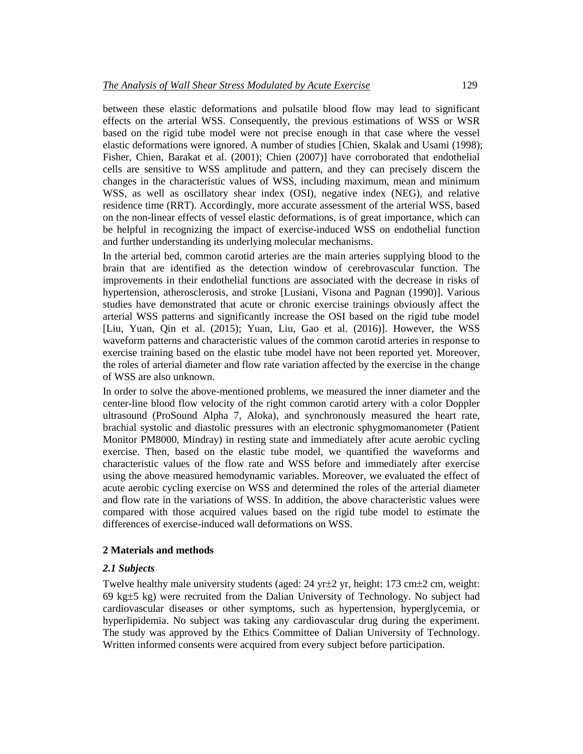between these elastic deformations and pulsatile blood flow may lead to significant effects on the arterial WSS. Consequently, the previous estimations of WSS or WSR based on the rigid tube model were not precise enough in that case where the vessel elastic deformations were ignored. A number of studies [Chien, Skalak and Usami (1998); Fisher, Chien, Barakat et al. (2001); Chien (2007)] have corroborated that endothelial cells are sensitive to WSS amplitude and pattern, and they can precisely discern the changes in the characteristic values of WSS, including maximum, mean and minimum WSS, as well as oscillatory shear index (OSI), negative index (NEG), and relative residence time (RRT). Accordingly, more accurate assessment of the arterial WSS, based on the non-linear effects of vessel elastic deformations, is of great importance, which can be helpful in recognizing the impact of exercise-induced WSS on endothelial function and further understanding its underlying molecular mechanisms.

In the arterial bed, common carotid arteries are the main arteries supplying blood to the brain that are identified as the detection window of cerebrovascular function. The improvements in their endothelial functions are associated with the decrease in risks of hypertension, atherosclerosis, and stroke [Lusiani, Visona and Pagnan (1990)]. Various studies have demonstrated that acute or chronic exercise trainings obviously affect the arterial WSS patterns and significantly increase the OSI based on the rigid tube model [Liu, Yuan, Qin et al. (2015); Yuan, Liu, Gao et al. (2016)]. However, the WSS waveform patterns and characteristic values of the common carotid arteries in response to exercise training based on the elastic tube model have not been reported yet. Moreover, the roles of arterial diameter and flow rate variation affected by the exercise in the change of WSS are also unknown.

In order to solve the above-mentioned problems, we measured the inner diameter and the center-line blood flow velocity of the right common carotid artery with a color Doppler ultrasound (ProSound Alpha 7, Aloka), and synchronously measured the heart rate, brachial systolic and diastolic pressures with an electronic sphygmomanometer (Patient Monitor PM8000, Mindray) in resting state and immediately after acute aerobic cycling exercise. Then, based on the elastic tube model, we quantified the waveforms and characteristic values of the flow rate and WSS before and immediately after exercise using the above measured hemodynamic variables. Moreover, we evaluated the effect of acute aerobic cycling exercise on WSS and determined the roles of the arterial diameter and flow rate in the variations of WSS. In addition, the above characteristic values were compared with those acquired values based on the rigid tube model to estimate the differences of exercise-induced wall deformations on WSS.

## 2 Materials and methods

### *2.1 Subjects*

Twelve healthy male university students (aged: 24 yr±2 yr, height: 173 cm±2 cm, weight: 69 kg±5 kg) were recruited from the Dalian University of Technology. No subject had cardiovascular diseases or other symptoms, such as hypertension, hyperglycemia, or hyperlipidemia. No subject was taking any cardiovascular drug during the experiment. The study was approved by the Ethics Committee of Dalian University of Technology. Written informed consents were acquired from every subject before participation.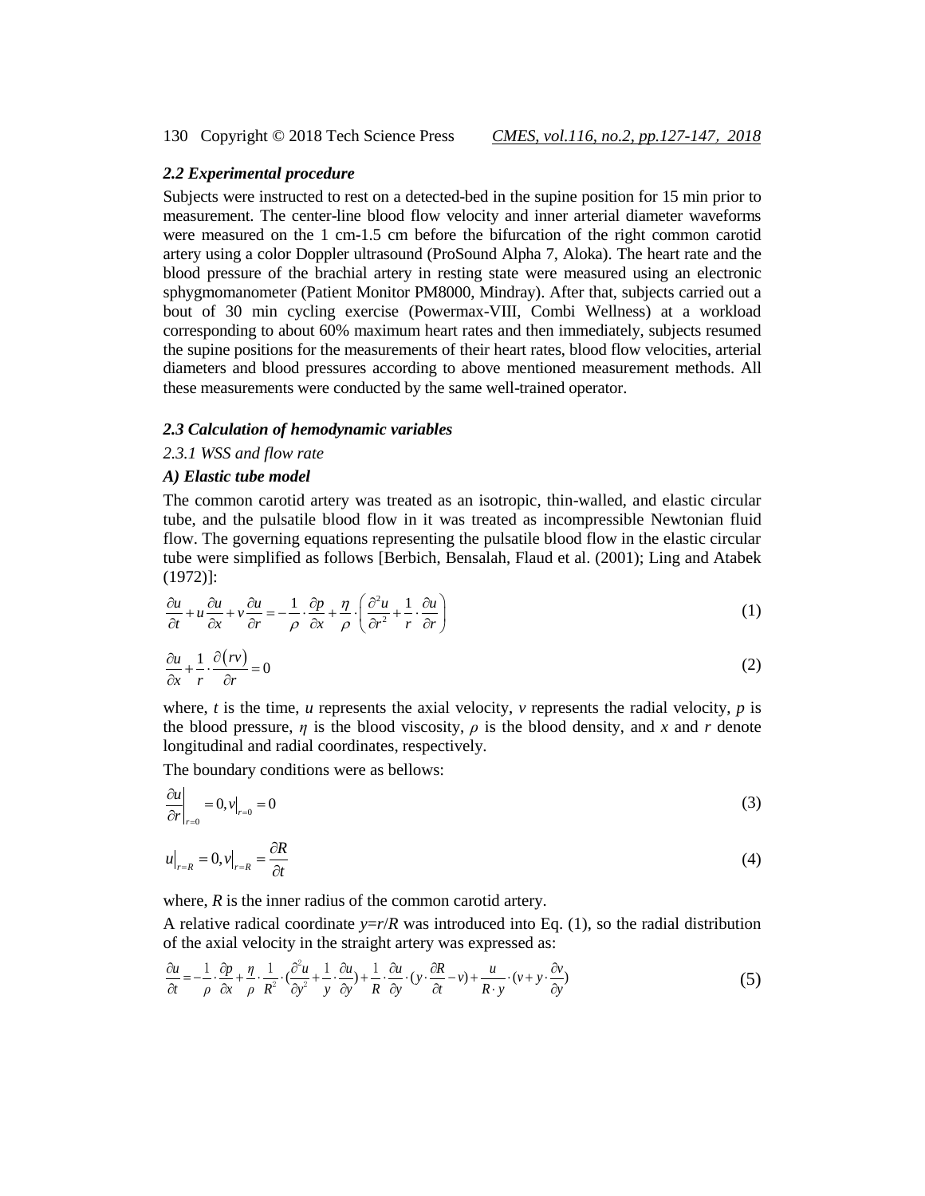### *2.2 Experimental procedure*

Subjects were instructed to rest on a detected-bed in the supine position for 15 min prior to measurement. The center-line blood flow velocity and inner arterial diameter waveforms were measured on the 1 cm-1.5 cm before the bifurcation of the right common carotid artery using a color Doppler ultrasound (ProSound Alpha 7, Aloka). The heart rate and the blood pressure of the brachial artery in resting state were measured using an electronic sphygmomanometer (Patient Monitor PM8000, Mindray). After that, subjects carried out a bout of 30 min cycling exercise (Powermax-VIII, Combi Wellness) at a workload corresponding to about 60% maximum heart rates and then immediately, subjects resumed the supine positions for the measurements of their heart rates, blood flow velocities, arterial diameters and blood pressures according to above mentioned measurement methods. All these measurements were conducted by the same well-trained operator.

### *2.3 Calculation of hemodynamic variables*

*2.3.1 WSS and flow rate*

***A) Elastic tube model***

The common carotid artery was treated as an isotropic, thin-walled, and elastic circular tube, and the pulsatile blood flow in it was treated as incompressible Newtonian fluid flow. The governing equations representing the pulsatile blood flow in the elastic circular tube were simplified as follows [Berbich, Bensalah, Flaud et al. (2001); Ling and Atabek (1972)]:

$$\frac{\partial u}{\partial t}+u\frac{\partial u}{\partial x}+v\frac{\partial u}{\partial r}=-\frac{1}{\rho}\cdot\frac{\partial p}{\partial x}+\frac{\eta}{\rho}\cdot\left(\frac{\partial^2 u}{\partial r^2}+\frac{1}{r}\cdot\frac{\partial u}{\partial r}\right) \tag{1}$$

$$\frac{\partial u}{\partial x}+\frac{1}{r}\cdot\frac{\partial (rv)}{\partial r}=0 \tag{2}$$

where, $t$ is the time, $u$ represents the axial velocity, $v$ represents the radial velocity, $p$ is the blood pressure, $\eta$ is the blood viscosity, $\rho$ is the blood density, and $x$ and $r$ denote longitudinal and radial coordinates, respectively.

The boundary conditions were as bellows:

$$\left.\frac{\partial u}{\partial r}\right|_{r=0}=0, v|_{r=0}=0 \tag{3}$$

$$u|_{r=R}=0, v|_{r=R}=\frac{\partial R}{\partial t} \tag{4}$$

where, $R$ is the inner radius of the common carotid artery.

A relative radical coordinate $y$=$r$/$R$ was introduced into Eq. (1), so the radial distribution of the axial velocity in the straight artery was expressed as:

$$\frac{\partial u}{\partial t}=-\frac{1}{\rho}\cdot\frac{\partial p}{\partial x}+\frac{\eta}{\rho}\cdot\frac{1}{R^2}\cdot\left(\frac{\partial^2 u}{\partial y^2}+\frac{1}{y}\cdot\frac{\partial u}{\partial y}\right)+\frac{1}{R}\cdot\frac{\partial u}{\partial y}\cdot\left(y\cdot\frac{\partial R}{\partial t}-v\right)+\frac{u}{R\cdot y}\cdot\left(v+y\cdot\frac{\partial v}{\partial y}\right) \tag{5}$$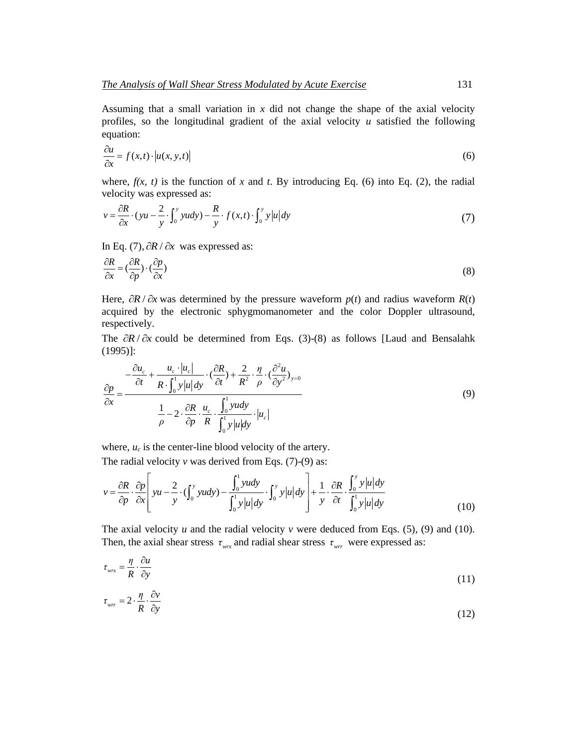Assuming that a small variation in $x$ did not change the shape of the axial velocity profiles, so the longitudinal gradient of the axial velocity $u$ satisfied the following equation:

$$\frac{\partial u}{\partial x} = f(x,t) \cdot |u(x,y,t)| \tag{6}$$

where, $f(x, t)$ is the function of $x$ and $t$. By introducing Eq. (6) into Eq. (2), the radial velocity was expressed as:

$$v = \frac{\partial R}{\partial x} \cdot (yu - \frac{2}{y} \cdot \int_0^y yudy) - \frac{R}{y} \cdot f(x,t) \cdot \int_0^y y|u|dy \tag{7}$$

In Eq. (7), $\partial R / \partial x$ was expressed as:

$$\frac{\partial R}{\partial x} = (\frac{\partial R}{\partial p}) \cdot (\frac{\partial p}{\partial x}) \tag{8}$$

Here, $\partial R / \partial x$ was determined by the pressure waveform $p(t)$ and radius waveform $R(t)$ acquired by the electronic sphygmomanometer and the color Doppler ultrasound, respectively.

The $\partial R / \partial x$ could be determined from Eqs. (3)-(8) as follows [Laud and Bensalahk (1995)]:

$$\frac{\partial p}{\partial x} = \frac{-\dfrac{\partial u_c}{\partial t} + \dfrac{u_c \cdot |u_c|}{R \cdot \int_0^1 y|u|dy} \cdot (\dfrac{\partial R}{\partial t}) + \dfrac{2}{R^2} \cdot \dfrac{\eta}{\rho} \cdot (\dfrac{\partial^2 u}{\partial y^2})_{y=0}}{\dfrac{1}{\rho} - 2 \cdot \dfrac{\partial R}{\partial p} \cdot \dfrac{u_c}{R} \cdot \dfrac{\int_0^1 yudy}{\int_0^1 y|u|dy} \cdot |u_c|} \tag{9}$$

where, $u_c$ is the center-line blood velocity of the artery.

The radial velocity $v$ was derived from Eqs. (7)-(9) as:

$$v = \frac{\partial R}{\partial p} \cdot \frac{\partial p}{\partial x}\left[ yu - \frac{2}{y} \cdot (\int_0^y yudy) - \frac{\int_0^1 yudy}{\int_0^1 y|u|dy} \cdot \int_0^y y|u|dy \right] + \frac{1}{y} \cdot \frac{\partial R}{\partial t} \cdot \frac{\int_0^y y|u|dy}{\int_0^1 y|u|dy} \tag{10}$$

The axial velocity $u$ and the radial velocity $v$ were deduced from Eqs. (5), (9) and (10). Then, the axial shear stress $\tau_{wrx}$ and radial shear stress $\tau_{wrr}$ were expressed as:

$$\tau_{wrx} = \frac{\eta}{R} \cdot \frac{\partial u}{\partial y} \tag{11}$$

$$\tau_{wrr} = 2 \cdot \frac{\eta}{R} \cdot \frac{\partial v}{\partial y} \tag{12}$$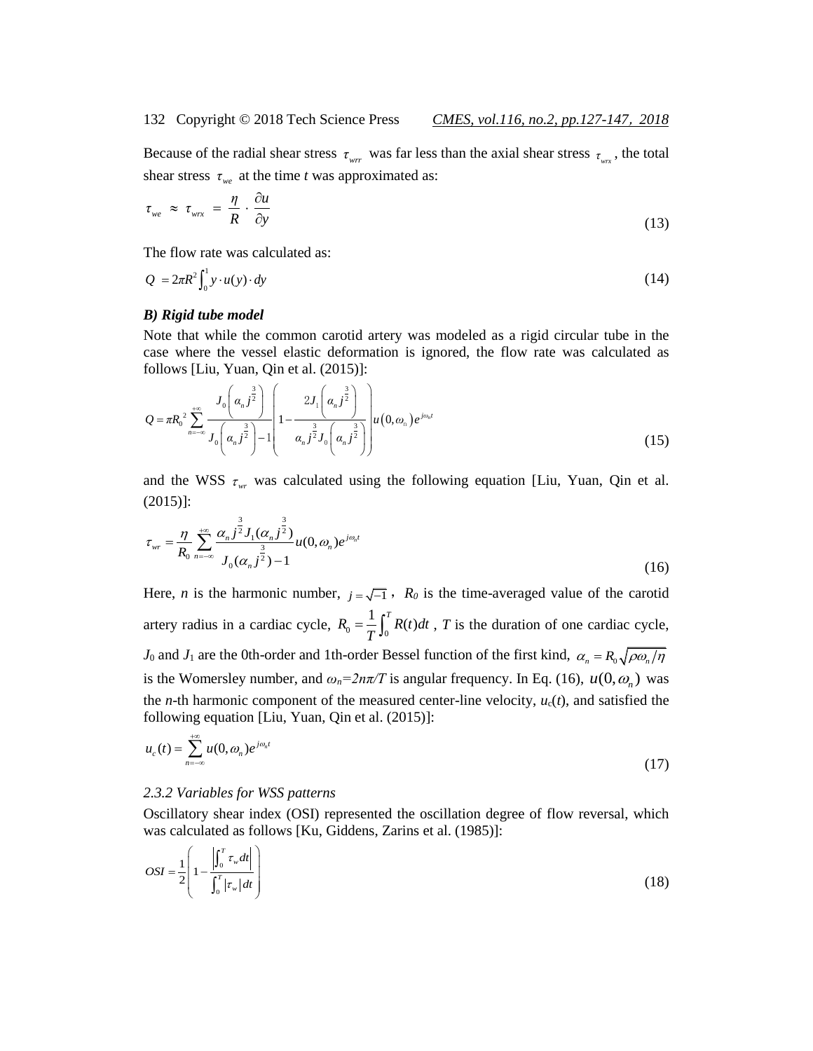Because of the radial shear stress $\tau_{wrr}$ was far less than the axial shear stress $\tau_{wrx}$, the total shear stress $\tau_{we}$ at the time *t* was approximated as:

$$\tau_{we} \approx \tau_{wrx} = \frac{\eta}{R} \cdot \frac{\partial u}{\partial y} \tag{13}$$

The flow rate was calculated as:

$$Q = 2\pi R^2 \int_0^1 y \cdot u(y) \cdot dy \tag{14}$$

***B) Rigid tube model***

Note that while the common carotid artery was modeled as a rigid circular tube in the case where the vessel elastic deformation is ignored, the flow rate was calculated as follows [Liu, Yuan, Qin et al. (2015)]:

$$Q = \pi R_0^{\ 2} \sum_{n=-\infty}^{+\infty} \frac{J_0\left(\alpha_n j^{\frac{3}{2}}\right)}{J_0\left(\alpha_n j^{\frac{3}{2}}\right) - 1} \left( 1 - \frac{2J_1\left(\alpha_n j^{\frac{3}{2}}\right)}{\alpha_n j^{\frac{3}{2}} J_0\left(\alpha_n j^{\frac{3}{2}}\right)} \right) u\left(0, \omega_n\right) e^{j\omega_n t} \tag{15}$$

and the WSS $\tau_{wr}$ was calculated using the following equation [Liu, Yuan, Qin et al. (2015)]:

$$\tau_{wr} = \frac{\eta}{R_0} \sum_{n=-\infty}^{+\infty} \frac{\alpha_n j^{\frac{3}{2}} J_1(\alpha_n j^{\frac{3}{2}})}{J_0(\alpha_n j^{\frac{3}{2}}) - 1} u(0, \omega_n) e^{j\omega_n t} \tag{16}$$

Here, *n* is the harmonic number, $j = \sqrt{-1}$, $R_0$ is the time-averaged value of the carotid artery radius in a cardiac cycle, $R_0 = \frac{1}{T}\int_0^T R(t)dt$, *T* is the duration of one cardiac cycle, $J_0$ and $J_1$ are the 0th-order and 1th-order Bessel function of the first kind, $\alpha_n = R_0\sqrt{\rho\omega_n/\eta}$ is the Womersley number, and $\omega_n = 2n\pi/T$ is angular frequency. In Eq. (16), $u(0, \omega_n)$ was the *n*-th harmonic component of the measured center-line velocity, $u_c(t)$, and satisfied the following equation [Liu, Yuan, Qin et al. (2015)]:

$$u_c(t) = \sum_{n=-\infty}^{+\infty} u(0, \omega_n) e^{j\omega_n t} \tag{17}$$

### *2.3.2 Variables for WSS patterns*

Oscillatory shear index (OSI) represented the oscillation degree of flow reversal, which was calculated as follows [Ku, Giddens, Zarins et al. (1985)]:

$$OSI = \frac{1}{2}\left( 1 - \frac{\left|\int_0^T \tau_w dt\right|}{\int_0^T \left|\tau_w\right| dt} \right) \tag{18}$$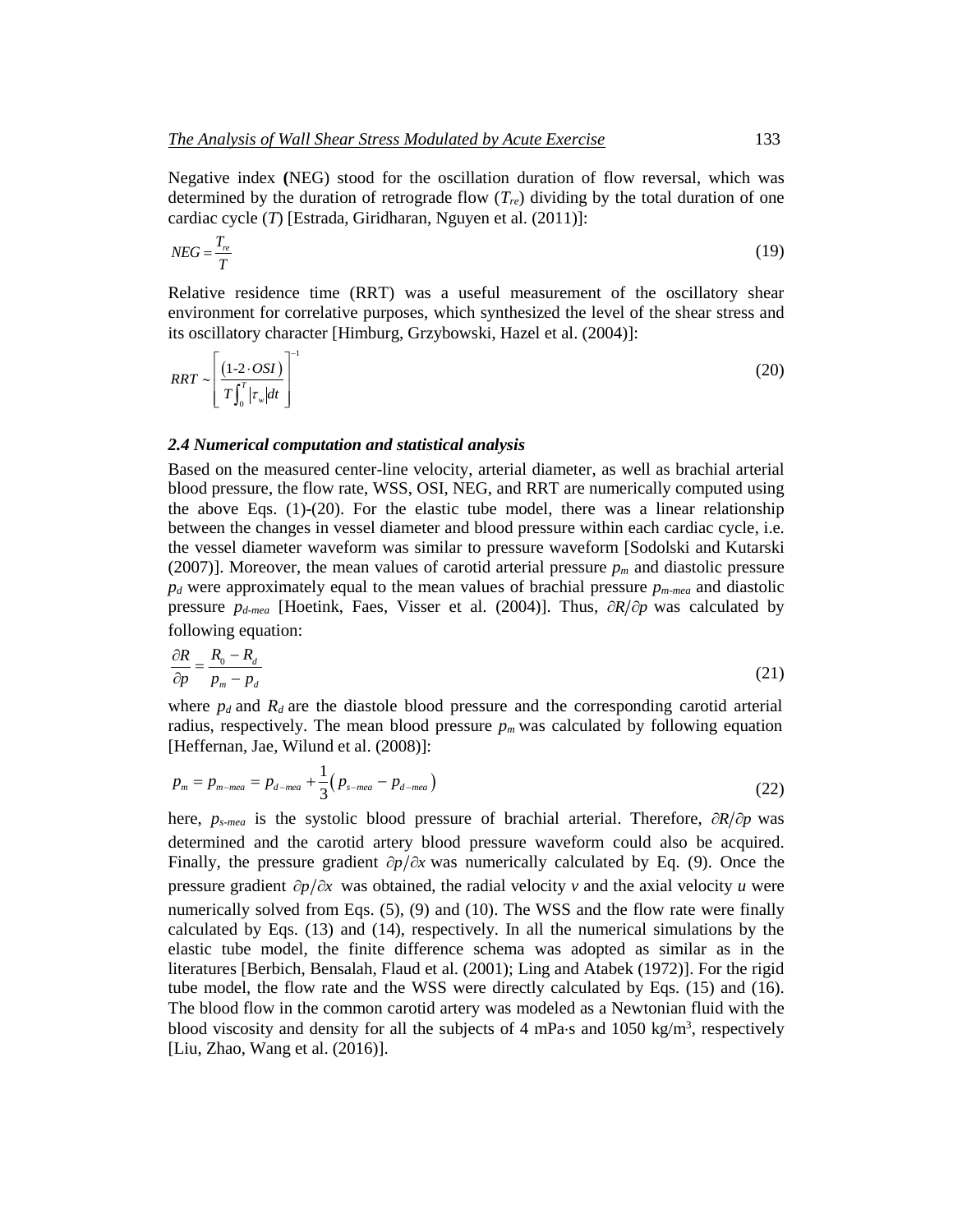Negative index (NEG) stood for the oscillation duration of flow reversal, which was determined by the duration of retrograde flow ($T_{re}$) dividing by the total duration of one cardiac cycle ($T$) [Estrada, Giridharan, Nguyen et al. (2011)]:

$$NEG = \frac{T_{re}}{T} \tag{19}$$

Relative residence time (RRT) was a useful measurement of the oscillatory shear environment for correlative purposes, which synthesized the level of the shear stress and its oscillatory character [Himburg, Grzybowski, Hazel et al. (2004)]:

$$RRT \sim \left[ \frac{(1\text{-}2 \cdot OSI)}{T\int_0^T |\tau_w| dt} \right]^{-1} \tag{20}$$

### *2.4 Numerical computation and statistical analysis*

Based on the measured center-line velocity, arterial diameter, as well as brachial arterial blood pressure, the flow rate, WSS, OSI, NEG, and RRT are numerically computed using the above Eqs. (1)-(20). For the elastic tube model, there was a linear relationship between the changes in vessel diameter and blood pressure within each cardiac cycle, i.e. the vessel diameter waveform was similar to pressure waveform [Sodolski and Kutarski (2007)]. Moreover, the mean values of carotid arterial pressure $p_m$ and diastolic pressure $p_d$ were approximately equal to the mean values of brachial pressure $p_{m\text{-}mea}$ and diastolic pressure $p_{d\text{-}mea}$ [Hoetink, Faes, Visser et al. (2004)]. Thus, $\partial R/\partial p$ was calculated by following equation:

$$\frac{\partial R}{\partial p} = \frac{R_0 - R_d}{p_m - p_d} \tag{21}$$

where $p_d$ and $R_d$ are the diastole blood pressure and the corresponding carotid arterial radius, respectively. The mean blood pressure $p_m$ was calculated by following equation [Heffernan, Jae, Wilund et al. (2008)]:

$$p_m = p_{m-mea} = p_{d-mea} + \frac{1}{3}\left(p_{s-mea} - p_{d-mea}\right) \tag{22}$$

here, $p_{s\text{-}mea}$ is the systolic blood pressure of brachial arterial. Therefore, $\partial R/\partial p$ was determined and the carotid artery blood pressure waveform could also be acquired. Finally, the pressure gradient $\partial p/\partial x$ was numerically calculated by Eq. (9). Once the pressure gradient $\partial p/\partial x$ was obtained, the radial velocity $v$ and the axial velocity $u$ were numerically solved from Eqs. (5), (9) and (10). The WSS and the flow rate were finally calculated by Eqs. (13) and (14), respectively. In all the numerical simulations by the elastic tube model, the finite difference schema was adopted as similar as in the literatures [Berbich, Bensalah, Flaud et al. (2001); Ling and Atabek (1972)]. For the rigid tube model, the flow rate and the WSS were directly calculated by Eqs. (15) and (16). The blood flow in the common carotid artery was modeled as a Newtonian fluid with the blood viscosity and density for all the subjects of 4 mPa·s and 1050 kg/m$^3$, respectively [Liu, Zhao, Wang et al. (2016)].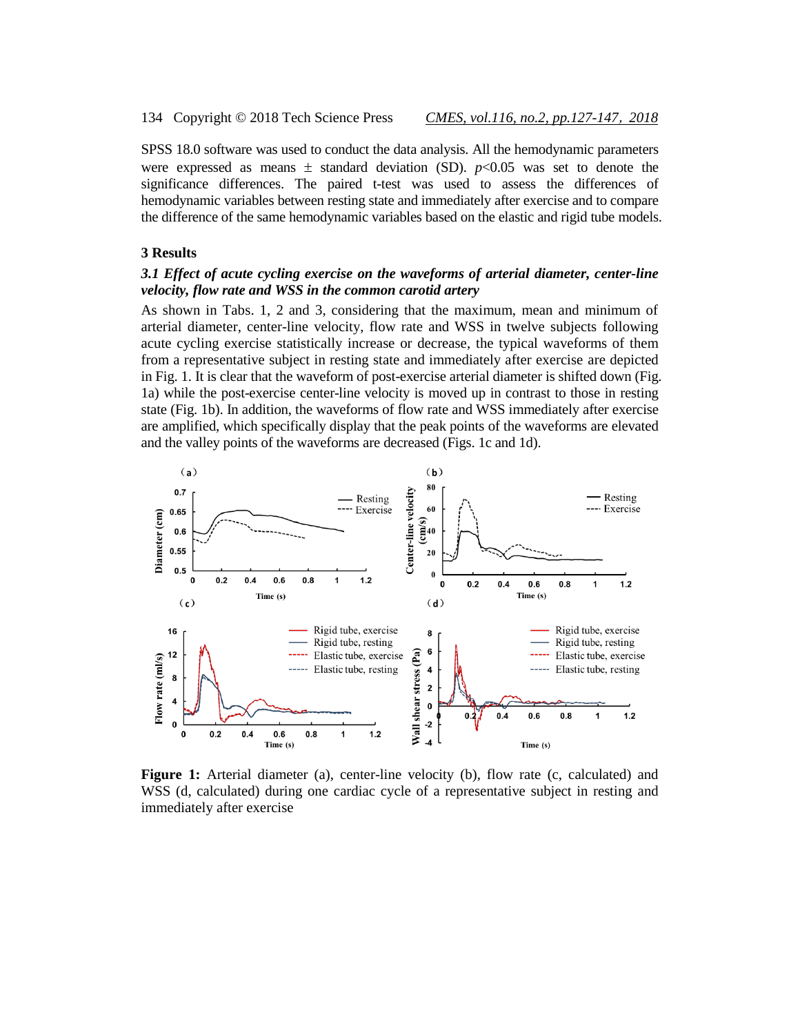SPSS 18.0 software was used to conduct the data analysis. All the hemodynamic parameters were expressed as means ± standard deviation (SD). $p<0.05$ was set to denote the significance differences. The paired t-test was used to assess the differences of hemodynamic variables between resting state and immediately after exercise and to compare the difference of the same hemodynamic variables based on the elastic and rigid tube models.

## 3 Results

### *3.1 Effect of acute cycling exercise on the waveforms of arterial diameter, center-line velocity, flow rate and WSS in the common carotid artery*

As shown in Tabs. 1, 2 and 3, considering that the maximum, mean and minimum of arterial diameter, center-line velocity, flow rate and WSS in twelve subjects following acute cycling exercise statistically increase or decrease, the typical waveforms of them from a representative subject in resting state and immediately after exercise are depicted in Fig. 1. It is clear that the waveform of post-exercise arterial diameter is shifted down (Fig. 1a) while the post-exercise center-line velocity is moved up in contrast to those in resting state (Fig. 1b). In addition, the waveforms of flow rate and WSS immediately after exercise are amplified, which specifically display that the peak points of the waveforms are elevated and the valley points of the waveforms are decreased (Figs. 1c and 1d).

**Figure 1:** Arterial diameter (a), center-line velocity (b), flow rate (c, calculated) and WSS (d, calculated) during one cardiac cycle of a representative subject in resting and immediately after exercise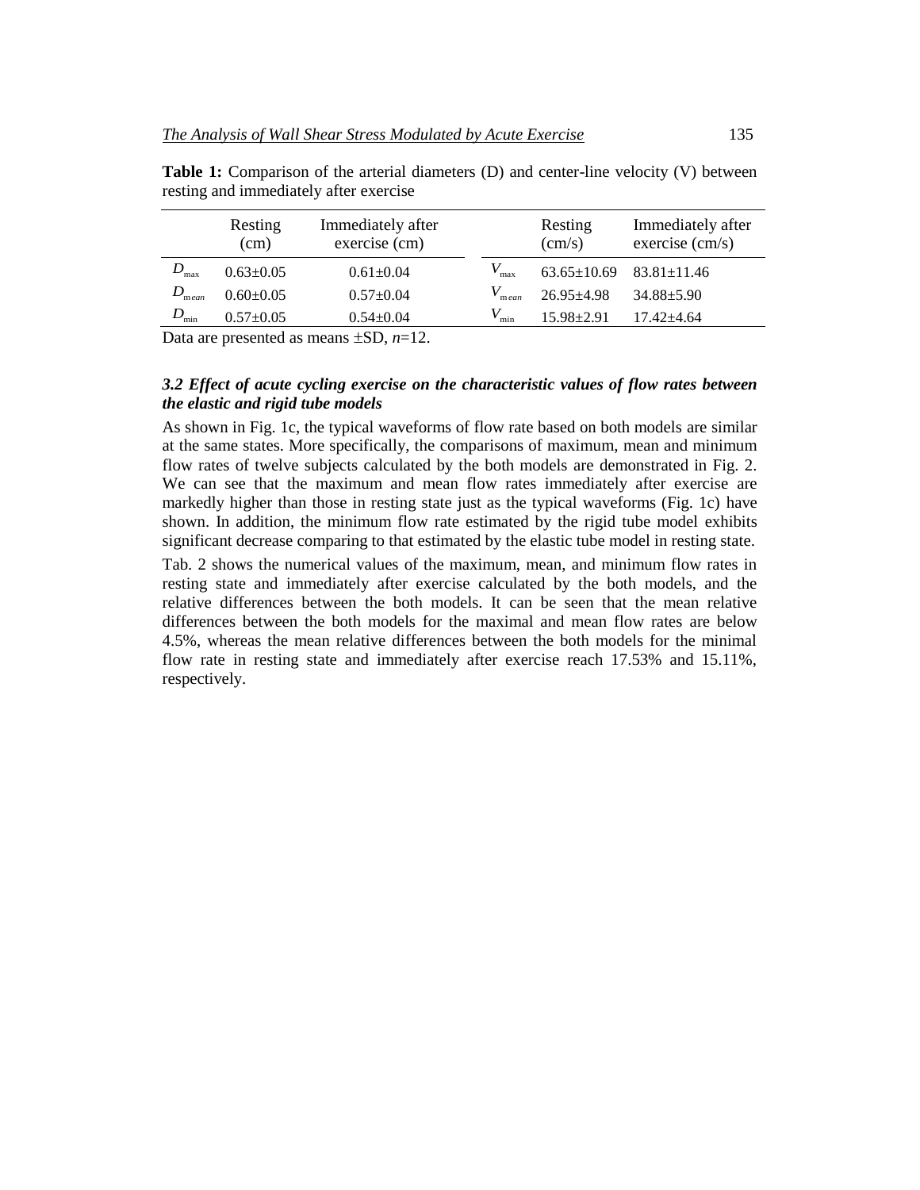**Table 1:** Comparison of the arterial diameters (D) and center-line velocity (V) between resting and immediately after exercise

| | Resting (cm) | Immediately after exercise (cm) | | Resting (cm/s) | Immediately after exercise (cm/s) |
|---|---|---|---|---|---|
| $D_{\max}$ | 0.63±0.05 | 0.61±0.04 | $V_{\max}$ | 63.65±10.69 | 83.81±11.46 |
| $D_{mean}$ | 0.60±0.05 | 0.57±0.04 | $V_{mean}$ | 26.95±4.98 | 34.88±5.90 |
| $D_{\min}$ | 0.57±0.05 | 0.54±0.04 | $V_{\min}$ | 15.98±2.91 | 17.42±4.64 |

Data are presented as means ±SD, *n*=12.

### *3.2 Effect of acute cycling exercise on the characteristic values of flow rates between the elastic and rigid tube models*

As shown in Fig. 1c, the typical waveforms of flow rate based on both models are similar at the same states. More specifically, the comparisons of maximum, mean and minimum flow rates of twelve subjects calculated by the both models are demonstrated in Fig. 2. We can see that the maximum and mean flow rates immediately after exercise are markedly higher than those in resting state just as the typical waveforms (Fig. 1c) have shown. In addition, the minimum flow rate estimated by the rigid tube model exhibits significant decrease comparing to that estimated by the elastic tube model in resting state.

Tab. 2 shows the numerical values of the maximum, mean, and minimum flow rates in resting state and immediately after exercise calculated by the both models, and the relative differences between the both models. It can be seen that the mean relative differences between the both models for the maximal and mean flow rates are below 4.5%, whereas the mean relative differences between the both models for the minimal flow rate in resting state and immediately after exercise reach 17.53% and 15.11%, respectively.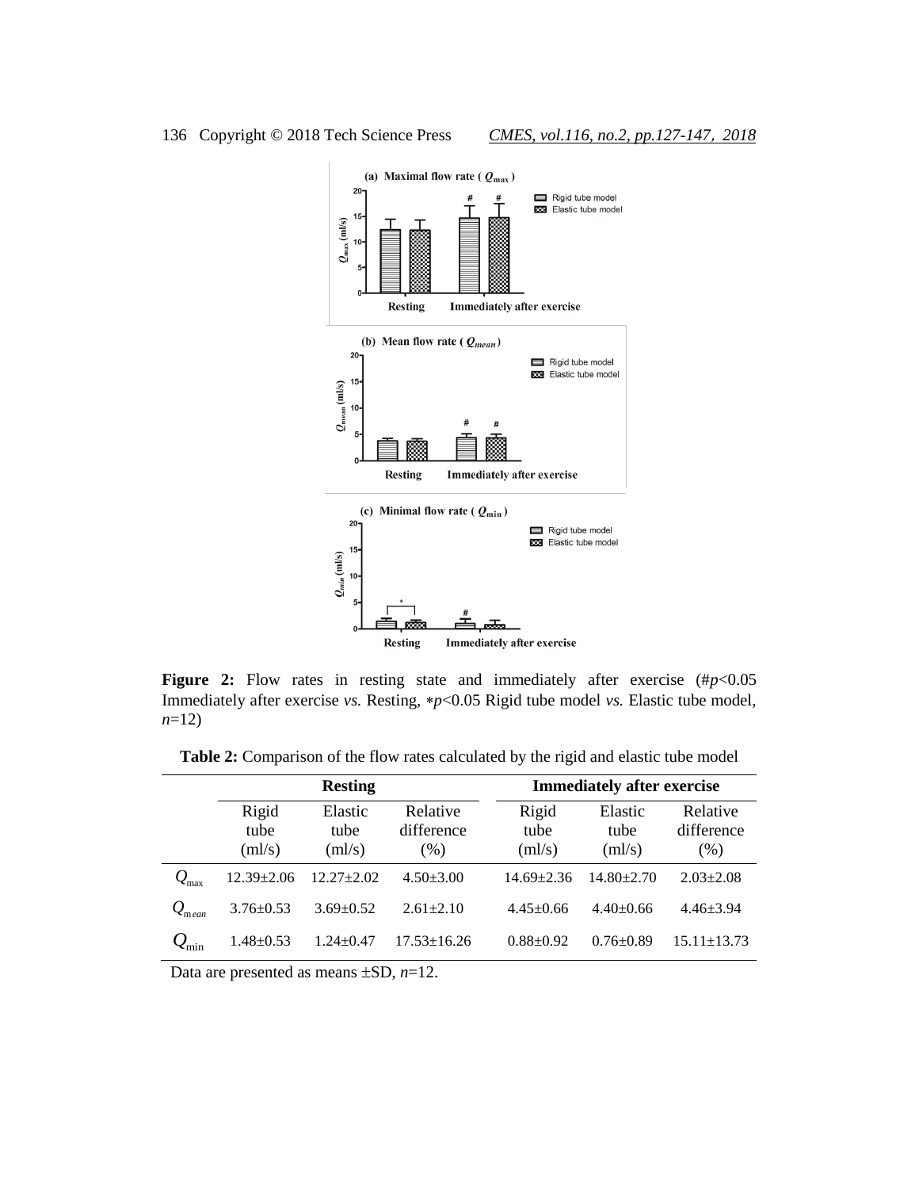**Figure 2:** Flow rates in resting state and immediately after exercise (#$p$<0.05 Immediately after exercise *vs.* Resting, ∗$p$<0.05 Rigid tube model *vs.* Elastic tube model, $n$=12)

**Table 2:** Comparison of the flow rates calculated by the rigid and elastic tube model

| | Resting | | | Immediately after exercise | | |
|---|---|---|---|---|---|---|
| | Rigid tube (ml/s) | Elastic tube (ml/s) | Relative difference (%) | Rigid tube (ml/s) | Elastic tube (ml/s) | Relative difference (%) |
| $Q_{max}$ | 12.39±2.06 | 12.27±2.02 | 4.50±3.00 | 14.69±2.36 | 14.80±2.70 | 2.03±2.08 |
| $Q_{mean}$ | 3.76±0.53 | 3.69±0.52 | 2.61±2.10 | 4.45±0.66 | 4.40±0.66 | 4.46±3.94 |
| $Q_{min}$ | 1.48±0.53 | 1.24±0.47 | 17.53±16.26 | 0.88±0.92 | 0.76±0.89 | 15.11±13.73 |

Data are presented as means ±SD, $n$=12.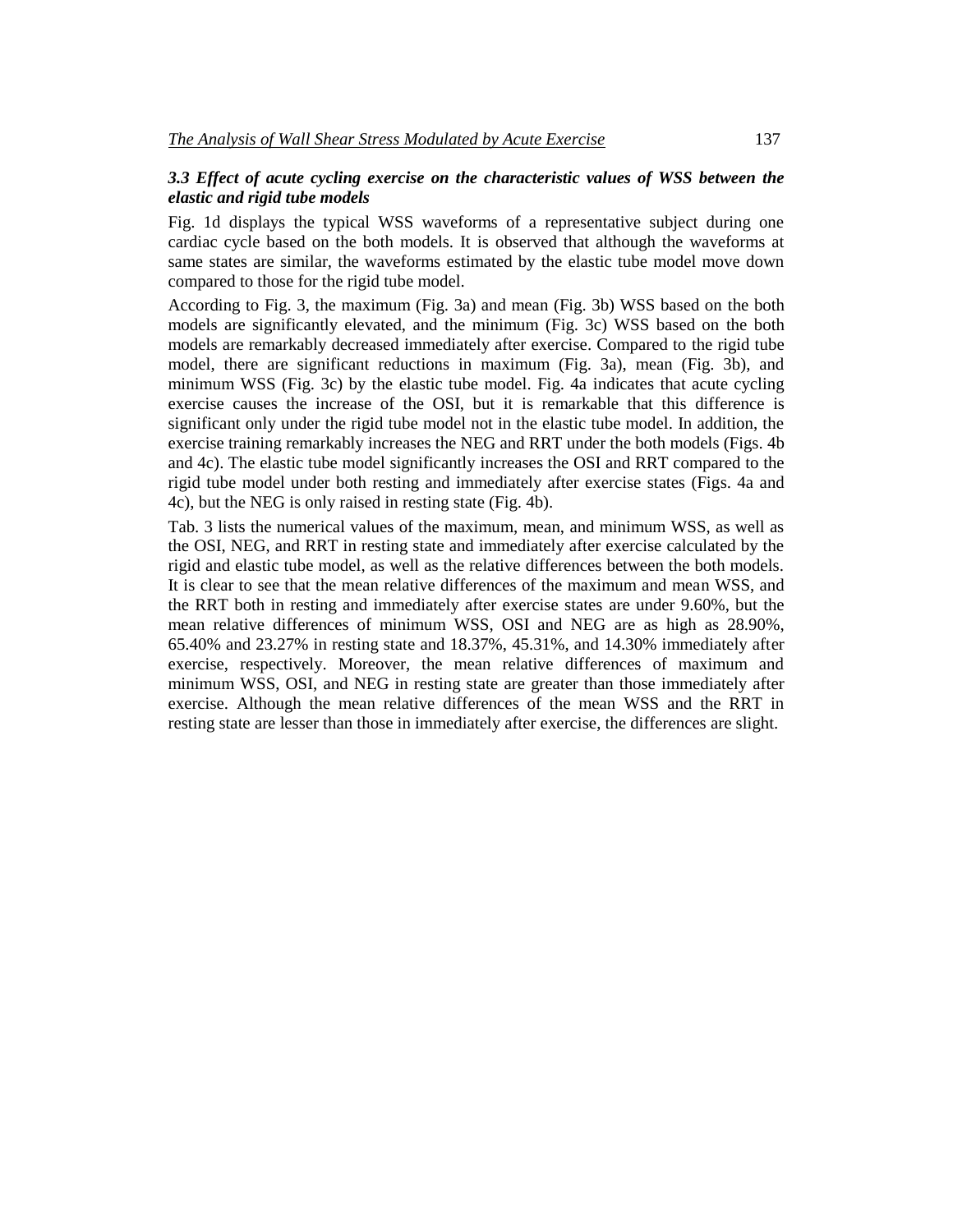### *3.3 Effect of acute cycling exercise on the characteristic values of WSS between the elastic and rigid tube models*

Fig. 1d displays the typical WSS waveforms of a representative subject during one cardiac cycle based on the both models. It is observed that although the waveforms at same states are similar, the waveforms estimated by the elastic tube model move down compared to those for the rigid tube model.

According to Fig. 3, the maximum (Fig. 3a) and mean (Fig. 3b) WSS based on the both models are significantly elevated, and the minimum (Fig. 3c) WSS based on the both models are remarkably decreased immediately after exercise. Compared to the rigid tube model, there are significant reductions in maximum (Fig. 3a), mean (Fig. 3b), and minimum WSS (Fig. 3c) by the elastic tube model. Fig. 4a indicates that acute cycling exercise causes the increase of the OSI, but it is remarkable that this difference is significant only under the rigid tube model not in the elastic tube model. In addition, the exercise training remarkably increases the NEG and RRT under the both models (Figs. 4b and 4c). The elastic tube model significantly increases the OSI and RRT compared to the rigid tube model under both resting and immediately after exercise states (Figs. 4a and 4c), but the NEG is only raised in resting state (Fig. 4b).

Tab. 3 lists the numerical values of the maximum, mean, and minimum WSS, as well as the OSI, NEG, and RRT in resting state and immediately after exercise calculated by the rigid and elastic tube model, as well as the relative differences between the both models. It is clear to see that the mean relative differences of the maximum and mean WSS, and the RRT both in resting and immediately after exercise states are under 9.60%, but the mean relative differences of minimum WSS, OSI and NEG are as high as 28.90%, 65.40% and 23.27% in resting state and 18.37%, 45.31%, and 14.30% immediately after exercise, respectively. Moreover, the mean relative differences of maximum and minimum WSS, OSI, and NEG in resting state are greater than those immediately after exercise. Although the mean relative differences of the mean WSS and the RRT in resting state are lesser than those in immediately after exercise, the differences are slight.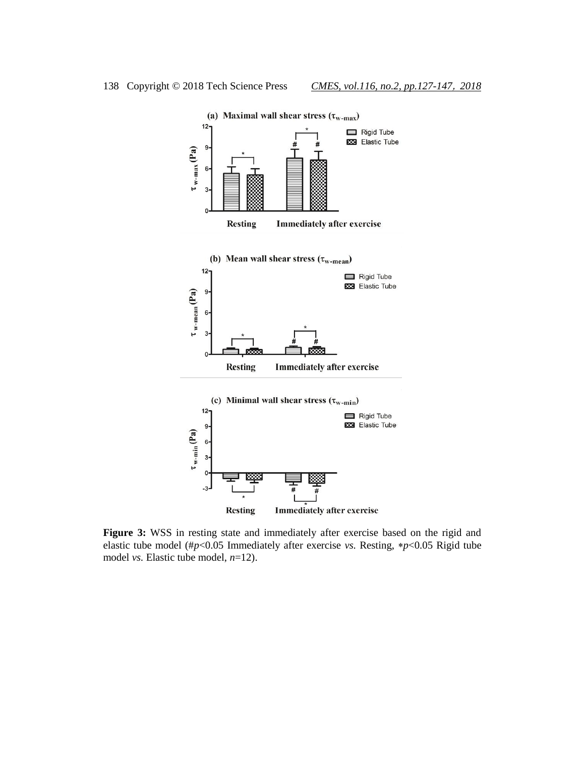**Figure 3:** WSS in resting state and immediately after exercise based on the rigid and elastic tube model (#$p$<0.05 Immediately after exercise *vs.* Resting, ∗$p$<0.05 Rigid tube model *vs.* Elastic tube model, $n$=12).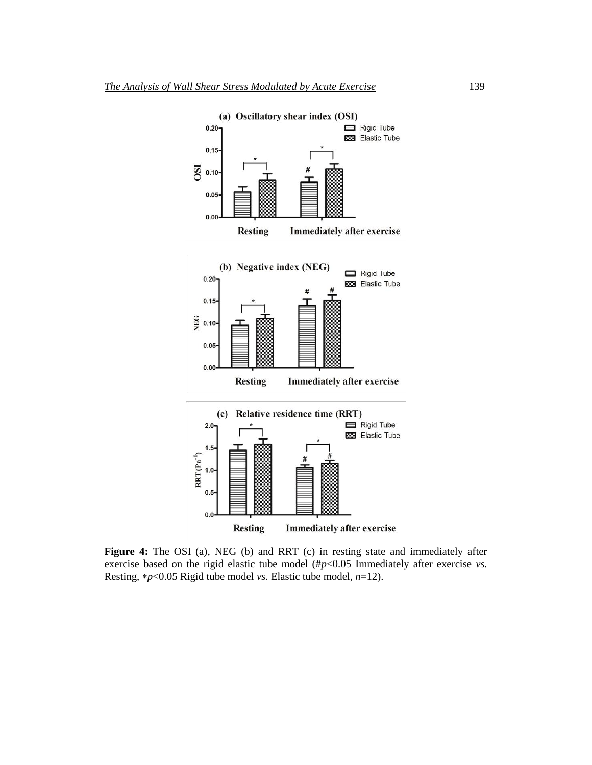**Figure 4:** The OSI (a), NEG (b) and RRT (c) in resting state and immediately after exercise based on the rigid elastic tube model (# $p<0.05$ Immediately after exercise *vs.* Resting, ∗ $p<0.05$ Rigid tube model *vs.* Elastic tube model, $n=12$).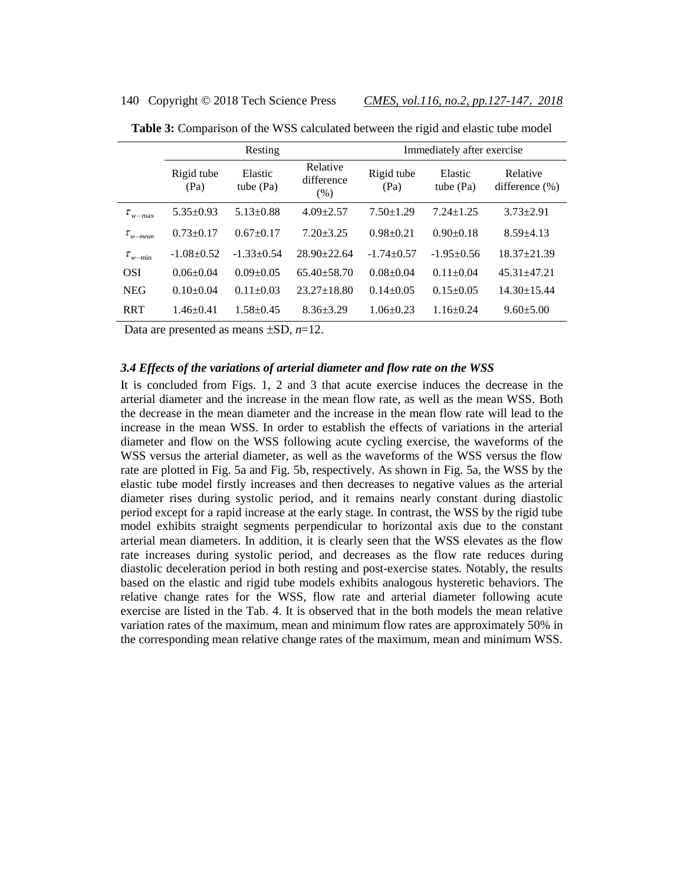**Table 3:** Comparison of the WSS calculated between the rigid and elastic tube model

| | Resting | | | Immediately after exercise | | |
|---|---|---|---|---|---|---|
| | Rigid tube (Pa) | Elastic tube (Pa) | Relative difference (%) | Rigid tube (Pa) | Elastic tube (Pa) | Relative difference (%) |
| $\tau_{w-\max}$ | 5.35±0.93 | 5.13±0.88 | 4.09±2.57 | 7.50±1.29 | 7.24±1.25 | 3.73±2.91 |
| $\tau_{w-mean}$ | 0.73±0.17 | 0.67±0.17 | 7.20±3.25 | 0.98±0.21 | 0.90±0.18 | 8.59±4.13 |
| $\tau_{w-\min}$ | -1.08±0.52 | -1.33±0.54 | 28.90±22.64 | -1.74±0.57 | -1.95±0.56 | 18.37±21.39 |
| OSI | 0.06±0.04 | 0.09±0.05 | 65.40±58.70 | 0.08±0.04 | 0.11±0.04 | 45.31±47.21 |
| NEG | 0.10±0.04 | 0.11±0.03 | 23.27±18.80 | 0.14±0.05 | 0.15±0.05 | 14.30±15.44 |
| RRT | 1.46±0.41 | 1.58±0.45 | 8.36±3.29 | 1.06±0.23 | 1.16±0.24 | 9.60±5.00 |

Data are presented as means ±SD, $n$=12.

### *3.4 Effects of the variations of arterial diameter and flow rate on the WSS*

It is concluded from Figs. 1, 2 and 3 that acute exercise induces the decrease in the arterial diameter and the increase in the mean flow rate, as well as the mean WSS. Both the decrease in the mean diameter and the increase in the mean flow rate will lead to the increase in the mean WSS. In order to establish the effects of variations in the arterial diameter and flow on the WSS following acute cycling exercise, the waveforms of the WSS versus the arterial diameter, as well as the waveforms of the WSS versus the flow rate are plotted in Fig. 5a and Fig. 5b, respectively. As shown in Fig. 5a, the WSS by the elastic tube model firstly increases and then decreases to negative values as the arterial diameter rises during systolic period, and it remains nearly constant during diastolic period except for a rapid increase at the early stage. In contrast, the WSS by the rigid tube model exhibits straight segments perpendicular to horizontal axis due to the constant arterial mean diameters. In addition, it is clearly seen that the WSS elevates as the flow rate increases during systolic period, and decreases as the flow rate reduces during diastolic deceleration period in both resting and post-exercise states. Notably, the results based on the elastic and rigid tube models exhibits analogous hysteretic behaviors. The relative change rates for the WSS, flow rate and arterial diameter following acute exercise are listed in the Tab. 4. It is observed that in the both models the mean relative variation rates of the maximum, mean and minimum flow rates are approximately 50% in the corresponding mean relative change rates of the maximum, mean and minimum WSS.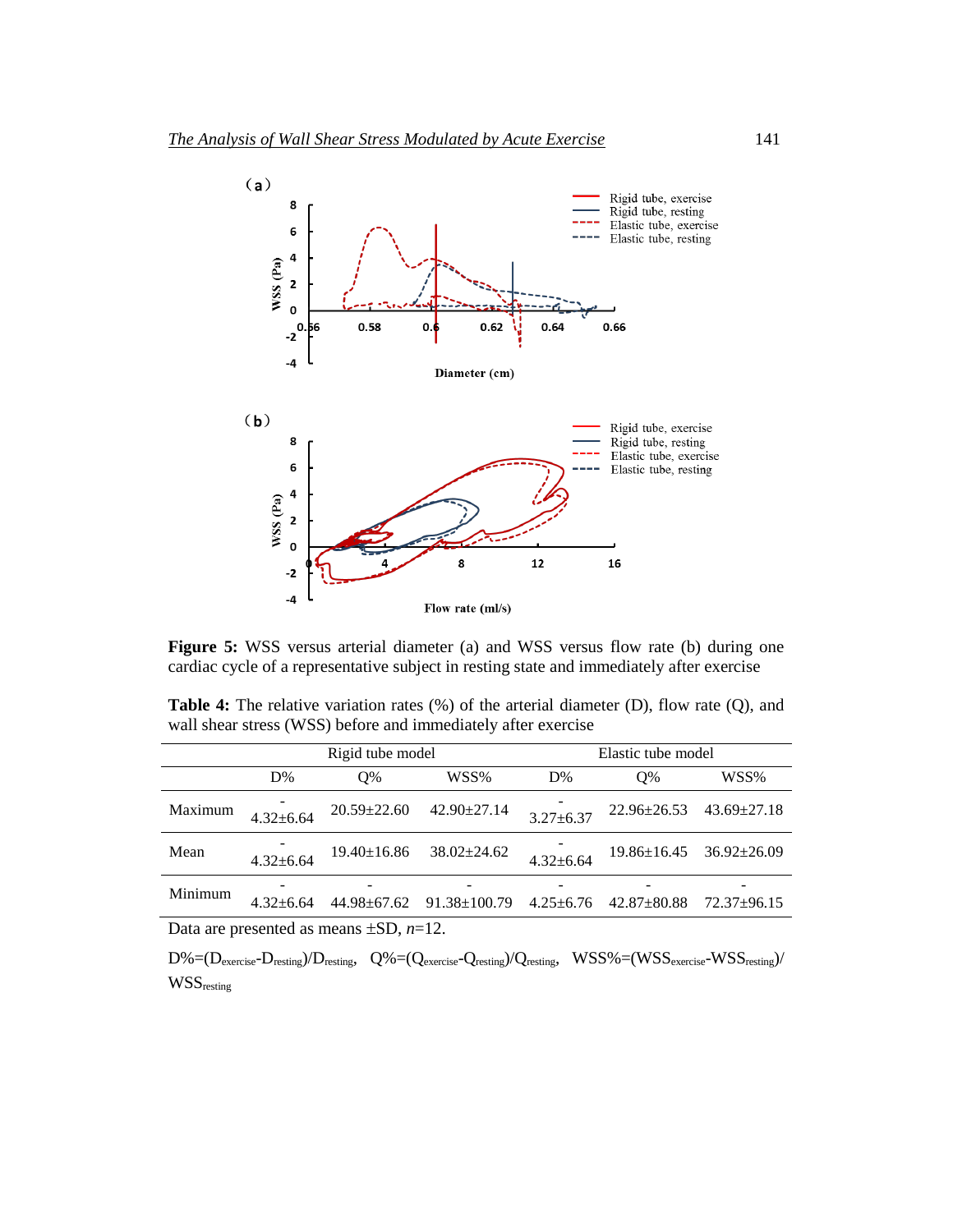**Figure 5:** WSS versus arterial diameter (a) and WSS versus flow rate (b) during one cardiac cycle of a representative subject in resting state and immediately after exercise

**Table 4:** The relative variation rates (%) of the arterial diameter (D), flow rate (Q), and wall shear stress (WSS) before and immediately after exercise

| | Rigid tube model | | | Elastic tube model | | |
|---|---|---|---|---|---|---|
| | D% | Q% | WSS% | D% | Q% | WSS% |
| Maximum | -4.32±6.64 | 20.59±22.60 | 42.90±27.14 | -3.27±6.37 | 22.96±26.53 | 43.69±27.18 |
| Mean | -4.32±6.64 | 19.40±16.86 | 38.02±24.62 | -4.32±6.64 | 19.86±16.45 | 36.92±26.09 |
| Minimum | -4.32±6.64 | -44.98±67.62 | -91.38±100.79 | -4.25±6.76 | -42.87±80.88 | -72.37±96.15 |

Data are presented as means ±SD, *n*=12.

$D\% = (D_{exercise} - D_{resting})/D_{resting}$, $Q\% = (Q_{exercise} - Q_{resting})/Q_{resting}$, $WSS\% = (WSS_{exercise} - WSS_{resting})/WSS_{resting}$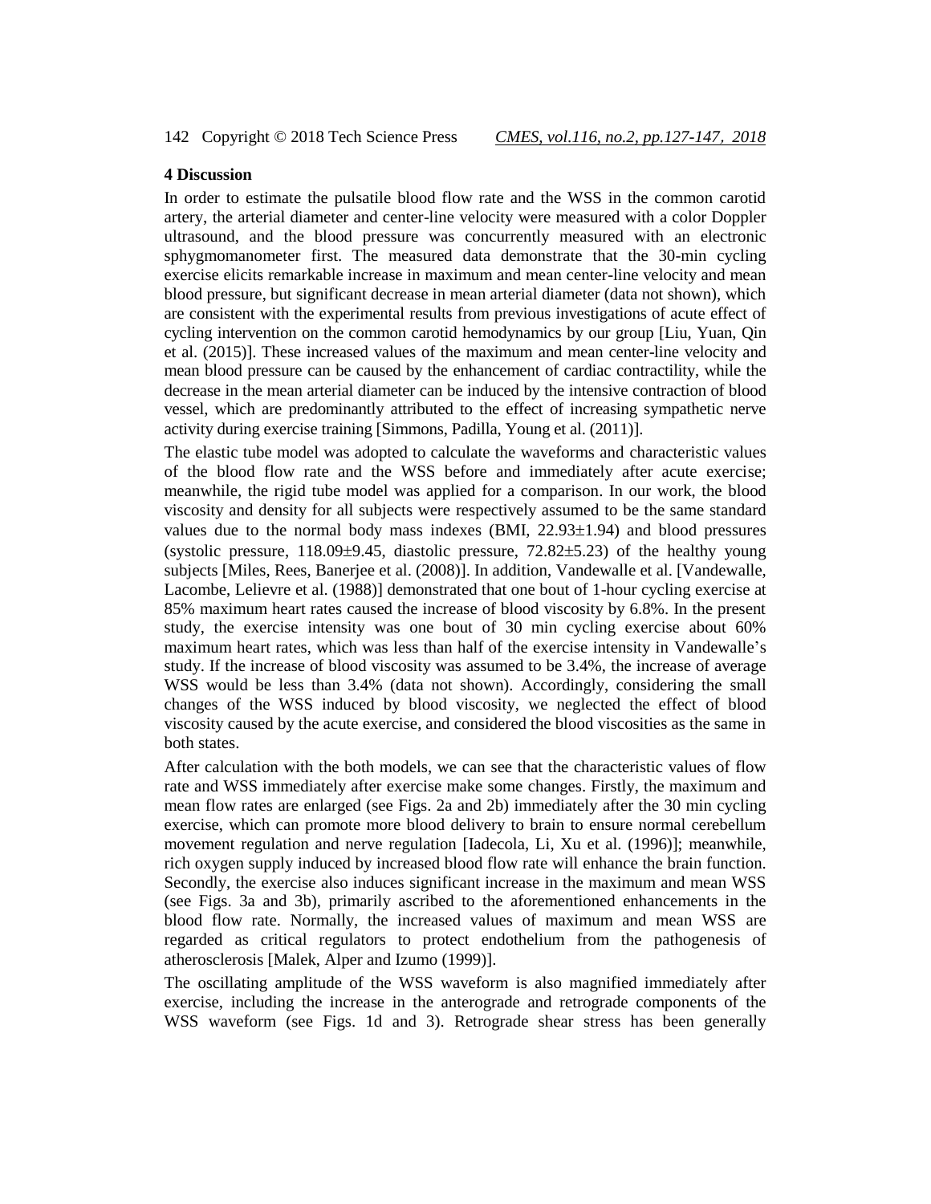## 4 Discussion

In order to estimate the pulsatile blood flow rate and the WSS in the common carotid artery, the arterial diameter and center-line velocity were measured with a color Doppler ultrasound, and the blood pressure was concurrently measured with an electronic sphygmomanometer first. The measured data demonstrate that the 30-min cycling exercise elicits remarkable increase in maximum and mean center-line velocity and mean blood pressure, but significant decrease in mean arterial diameter (data not shown), which are consistent with the experimental results from previous investigations of acute effect of cycling intervention on the common carotid hemodynamics by our group [Liu, Yuan, Qin et al. (2015)]. These increased values of the maximum and mean center-line velocity and mean blood pressure can be caused by the enhancement of cardiac contractility, while the decrease in the mean arterial diameter can be induced by the intensive contraction of blood vessel, which are predominantly attributed to the effect of increasing sympathetic nerve activity during exercise training [Simmons, Padilla, Young et al. (2011)].

The elastic tube model was adopted to calculate the waveforms and characteristic values of the blood flow rate and the WSS before and immediately after acute exercise; meanwhile, the rigid tube model was applied for a comparison. In our work, the blood viscosity and density for all subjects were respectively assumed to be the same standard values due to the normal body mass indexes (BMI, 22.93±1.94) and blood pressures (systolic pressure, 118.09±9.45, diastolic pressure, 72.82±5.23) of the healthy young subjects [Miles, Rees, Banerjee et al. (2008)]. In addition, Vandewalle et al. [Vandewalle, Lacombe, Lelievre et al. (1988)] demonstrated that one bout of 1-hour cycling exercise at 85% maximum heart rates caused the increase of blood viscosity by 6.8%. In the present study, the exercise intensity was one bout of 30 min cycling exercise about 60% maximum heart rates, which was less than half of the exercise intensity in Vandewalle's study. If the increase of blood viscosity was assumed to be 3.4%, the increase of average WSS would be less than 3.4% (data not shown). Accordingly, considering the small changes of the WSS induced by blood viscosity, we neglected the effect of blood viscosity caused by the acute exercise, and considered the blood viscosities as the same in both states.

After calculation with the both models, we can see that the characteristic values of flow rate and WSS immediately after exercise make some changes. Firstly, the maximum and mean flow rates are enlarged (see Figs. 2a and 2b) immediately after the 30 min cycling exercise, which can promote more blood delivery to brain to ensure normal cerebellum movement regulation and nerve regulation [Iadecola, Li, Xu et al. (1996)]; meanwhile, rich oxygen supply induced by increased blood flow rate will enhance the brain function. Secondly, the exercise also induces significant increase in the maximum and mean WSS (see Figs. 3a and 3b), primarily ascribed to the aforementioned enhancements in the blood flow rate. Normally, the increased values of maximum and mean WSS are regarded as critical regulators to protect endothelium from the pathogenesis of atherosclerosis [Malek, Alper and Izumo (1999)].

The oscillating amplitude of the WSS waveform is also magnified immediately after exercise, including the increase in the anterograde and retrograde components of the WSS waveform (see Figs. 1d and 3). Retrograde shear stress has been generally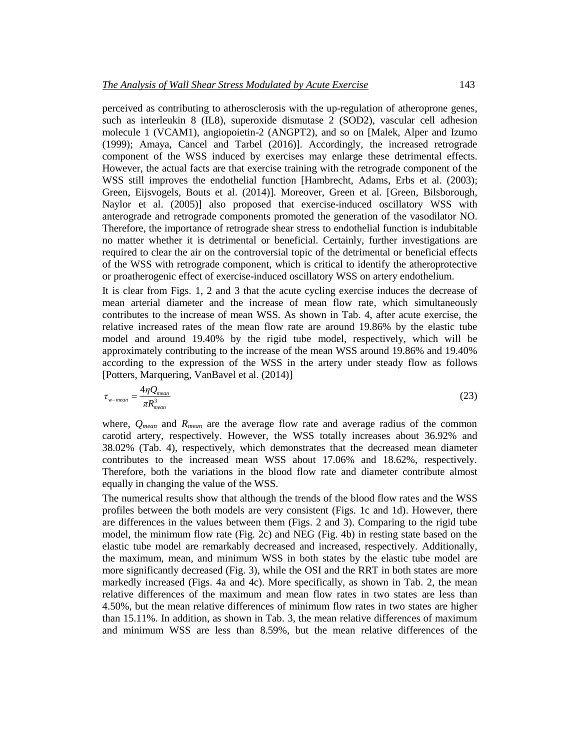perceived as contributing to atherosclerosis with the up-regulation of atheroprone genes, such as interleukin 8 (IL8), superoxide dismutase 2 (SOD2), vascular cell adhesion molecule 1 (VCAM1), angiopoietin-2 (ANGPT2), and so on [Malek, Alper and Izumo (1999); Amaya, Cancel and Tarbel (2016)]. Accordingly, the increased retrograde component of the WSS induced by exercises may enlarge these detrimental effects. However, the actual facts are that exercise training with the retrograde component of the WSS still improves the endothelial function [Hambrecht, Adams, Erbs et al. (2003); Green, Eijsvogels, Bouts et al. (2014)]. Moreover, Green et al. [Green, Bilsborough, Naylor et al. (2005)] also proposed that exercise-induced oscillatory WSS with anterograde and retrograde components promoted the generation of the vasodilator NO. Therefore, the importance of retrograde shear stress to endothelial function is indubitable no matter whether it is detrimental or beneficial. Certainly, further investigations are required to clear the air on the controversial topic of the detrimental or beneficial effects of the WSS with retrograde component, which is critical to identify the atheroprotective or proatherogenic effect of exercise-induced oscillatory WSS on artery endothelium.

It is clear from Figs. 1, 2 and 3 that the acute cycling exercise induces the decrease of mean arterial diameter and the increase of mean flow rate, which simultaneously contributes to the increase of mean WSS. As shown in Tab. 4, after acute exercise, the relative increased rates of the mean flow rate are around 19.86% by the elastic tube model and around 19.40% by the rigid tube model, respectively, which will be approximately contributing to the increase of the mean WSS around 19.86% and 19.40% according to the expression of the WSS in the artery under steady flow as follows [Potters, Marquering, VanBavel et al. (2014)]

$$\tau_{w-mean} = \frac{4\eta Q_{mean}}{\pi R_{mean}^3} \tag{23}$$

where, $Q_{mean}$ and $R_{mean}$ are the average flow rate and average radius of the common carotid artery, respectively. However, the WSS totally increases about 36.92% and 38.02% (Tab. 4), respectively, which demonstrates that the decreased mean diameter contributes to the increased mean WSS about 17.06% and 18.62%, respectively. Therefore, both the variations in the blood flow rate and diameter contribute almost equally in changing the value of the WSS.

The numerical results show that although the trends of the blood flow rates and the WSS profiles between the both models are very consistent (Figs. 1c and 1d). However, there are differences in the values between them (Figs. 2 and 3). Comparing to the rigid tube model, the minimum flow rate (Fig. 2c) and NEG (Fig. 4b) in resting state based on the elastic tube model are remarkably decreased and increased, respectively. Additionally, the maximum, mean, and minimum WSS in both states by the elastic tube model are more significantly decreased (Fig. 3), while the OSI and the RRT in both states are more markedly increased (Figs. 4a and 4c). More specifically, as shown in Tab. 2, the mean relative differences of the maximum and mean flow rates in two states are less than 4.50%, but the mean relative differences of minimum flow rates in two states are higher than 15.11%. In addition, as shown in Tab. 3, the mean relative differences of maximum and minimum WSS are less than 8.59%, but the mean relative differences of the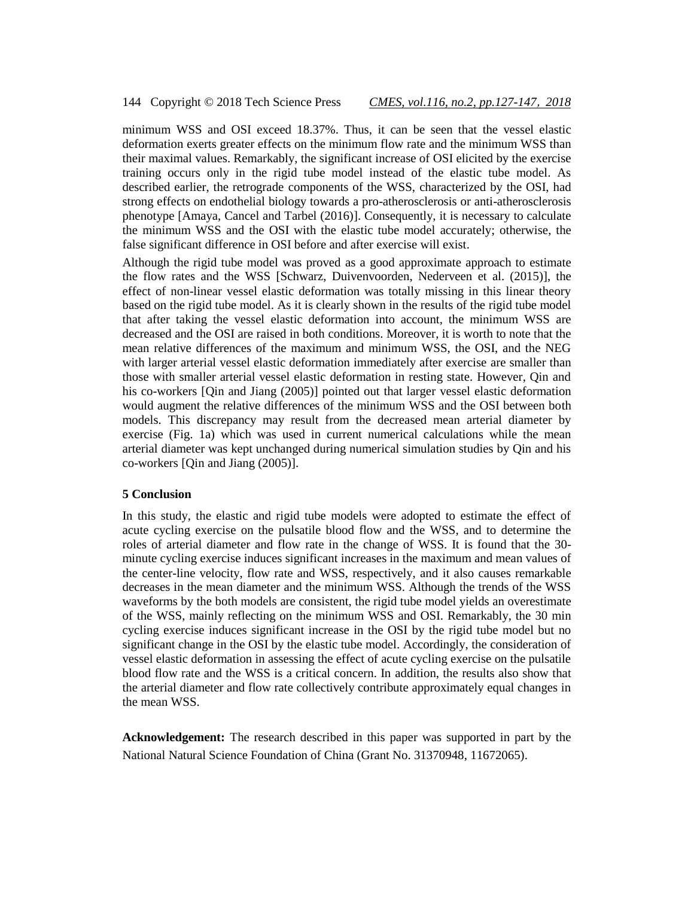minimum WSS and OSI exceed 18.37%. Thus, it can be seen that the vessel elastic deformation exerts greater effects on the minimum flow rate and the minimum WSS than their maximal values. Remarkably, the significant increase of OSI elicited by the exercise training occurs only in the rigid tube model instead of the elastic tube model. As described earlier, the retrograde components of the WSS, characterized by the OSI, had strong effects on endothelial biology towards a pro-atherosclerosis or anti-atherosclerosis phenotype [Amaya, Cancel and Tarbel (2016)]. Consequently, it is necessary to calculate the minimum WSS and the OSI with the elastic tube model accurately; otherwise, the false significant difference in OSI before and after exercise will exist.

Although the rigid tube model was proved as a good approximate approach to estimate the flow rates and the WSS [Schwarz, Duivenvoorden, Nederveen et al. (2015)], the effect of non-linear vessel elastic deformation was totally missing in this linear theory based on the rigid tube model. As it is clearly shown in the results of the rigid tube model that after taking the vessel elastic deformation into account, the minimum WSS are decreased and the OSI are raised in both conditions. Moreover, it is worth to note that the mean relative differences of the maximum and minimum WSS, the OSI, and the NEG with larger arterial vessel elastic deformation immediately after exercise are smaller than those with smaller arterial vessel elastic deformation in resting state. However, Qin and his co-workers [Qin and Jiang (2005)] pointed out that larger vessel elastic deformation would augment the relative differences of the minimum WSS and the OSI between both models. This discrepancy may result from the decreased mean arterial diameter by exercise (Fig. 1a) which was used in current numerical calculations while the mean arterial diameter was kept unchanged during numerical simulation studies by Qin and his co-workers [Qin and Jiang (2005)].

## 5 Conclusion

In this study, the elastic and rigid tube models were adopted to estimate the effect of acute cycling exercise on the pulsatile blood flow and the WSS, and to determine the roles of arterial diameter and flow rate in the change of WSS. It is found that the 30-minute cycling exercise induces significant increases in the maximum and mean values of the center-line velocity, flow rate and WSS, respectively, and it also causes remarkable decreases in the mean diameter and the minimum WSS. Although the trends of the WSS waveforms by the both models are consistent, the rigid tube model yields an overestimate of the WSS, mainly reflecting on the minimum WSS and OSI. Remarkably, the 30 min cycling exercise induces significant increase in the OSI by the rigid tube model but no significant change in the OSI by the elastic tube model. Accordingly, the consideration of vessel elastic deformation in assessing the effect of acute cycling exercise on the pulsatile blood flow rate and the WSS is a critical concern. In addition, the results also show that the arterial diameter and flow rate collectively contribute approximately equal changes in the mean WSS.

**Acknowledgement:** The research described in this paper was supported in part by the National Natural Science Foundation of China (Grant No. 31370948, 11672065).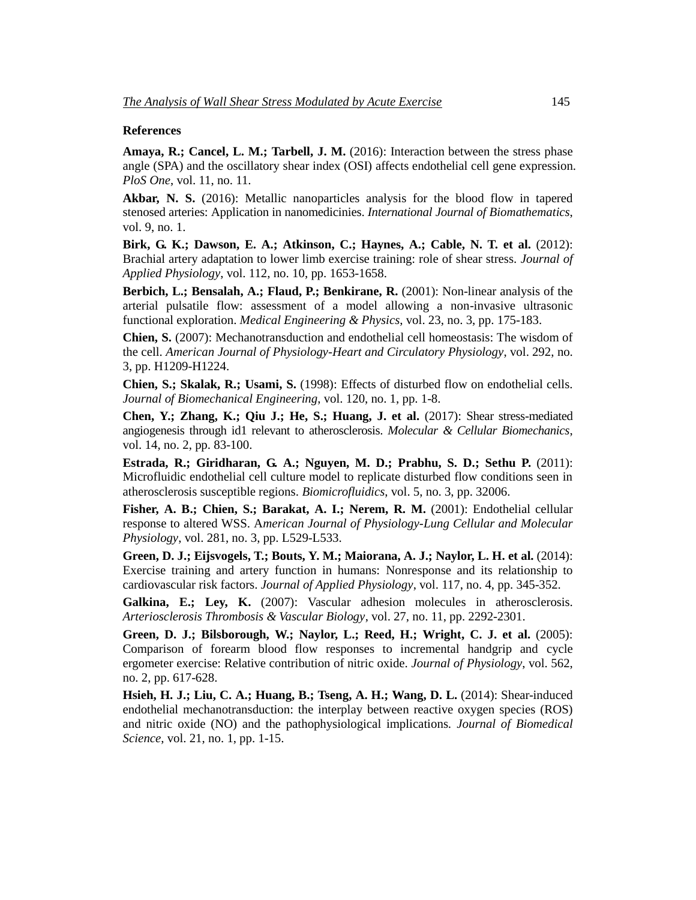## References

**Amaya, R.; Cancel, L. M.; Tarbell, J. M.** (2016): Interaction between the stress phase angle (SPA) and the oscillatory shear index (OSI) affects endothelial cell gene expression. *PloS One*, vol. 11, no. 11.

**Akbar, N. S.** (2016): Metallic nanoparticles analysis for the blood flow in tapered stenosed arteries: Application in nanomedicinies. *International Journal of Biomathematics*, vol. 9, no. 1.

**Birk, G. K.; Dawson, E. A.; Atkinson, C.; Haynes, A.; Cable, N. T. et al.** (2012): Brachial artery adaptation to lower limb exercise training: role of shear stress. *Journal of Applied Physiology*, vol. 112, no. 10, pp. 1653-1658.

**Berbich, L.; Bensalah, A.; Flaud, P.; Benkirane, R.** (2001): Non-linear analysis of the arterial pulsatile flow: assessment of a model allowing a non-invasive ultrasonic functional exploration. *Medical Engineering & Physics*, vol. 23, no. 3, pp. 175-183.

**Chien, S.** (2007): Mechanotransduction and endothelial cell homeostasis: The wisdom of the cell. *American Journal of Physiology-Heart and Circulatory Physiology*, vol. 292, no. 3, pp. H1209-H1224.

**Chien, S.; Skalak, R.; Usami, S.** (1998): Effects of disturbed flow on endothelial cells. *Journal of Biomechanical Engineering*, vol. 120, no. 1, pp. 1-8.

**Chen, Y.; Zhang, K.; Qiu J.; He, S.; Huang, J. et al.** (2017): Shear stress-mediated angiogenesis through id1 relevant to atherosclerosis. *Molecular & Cellular Biomechanics*, vol. 14, no. 2, pp. 83-100.

**Estrada, R.; Giridharan, G. A.; Nguyen, M. D.; Prabhu, S. D.; Sethu P.** (2011): Microfluidic endothelial cell culture model to replicate disturbed flow conditions seen in atherosclerosis susceptible regions. *Biomicrofluidics*, vol. 5, no. 3, pp. 32006.

**Fisher, A. B.; Chien, S.; Barakat, A. I.; Nerem, R. M.** (2001): Endothelial cellular response to altered WSS. *American Journal of Physiology-Lung Cellular and Molecular Physiology*, vol. 281, no. 3, pp. L529-L533.

**Green, D. J.; Eijsvogels, T.; Bouts, Y. M.; Maiorana, A. J.; Naylor, L. H. et al.** (2014): Exercise training and artery function in humans: Nonresponse and its relationship to cardiovascular risk factors. *Journal of Applied Physiology*, vol. 117, no. 4, pp. 345-352.

**Galkina, E.; Ley, K.** (2007): Vascular adhesion molecules in atherosclerosis. *Arteriosclerosis Thrombosis & Vascular Biology*, vol. 27, no. 11, pp. 2292-2301.

**Green, D. J.; Bilsborough, W.; Naylor, L.; Reed, H.; Wright, C. J. et al.** (2005): Comparison of forearm blood flow responses to incremental handgrip and cycle ergometer exercise: Relative contribution of nitric oxide. *Journal of Physiology*, vol. 562, no. 2, pp. 617-628.

**Hsieh, H. J.; Liu, C. A.; Huang, B.; Tseng, A. H.; Wang, D. L.** (2014): Shear-induced endothelial mechanotransduction: the interplay between reactive oxygen species (ROS) and nitric oxide (NO) and the pathophysiological implications. *Journal of Biomedical Science*, vol. 21, no. 1, pp. 1-15.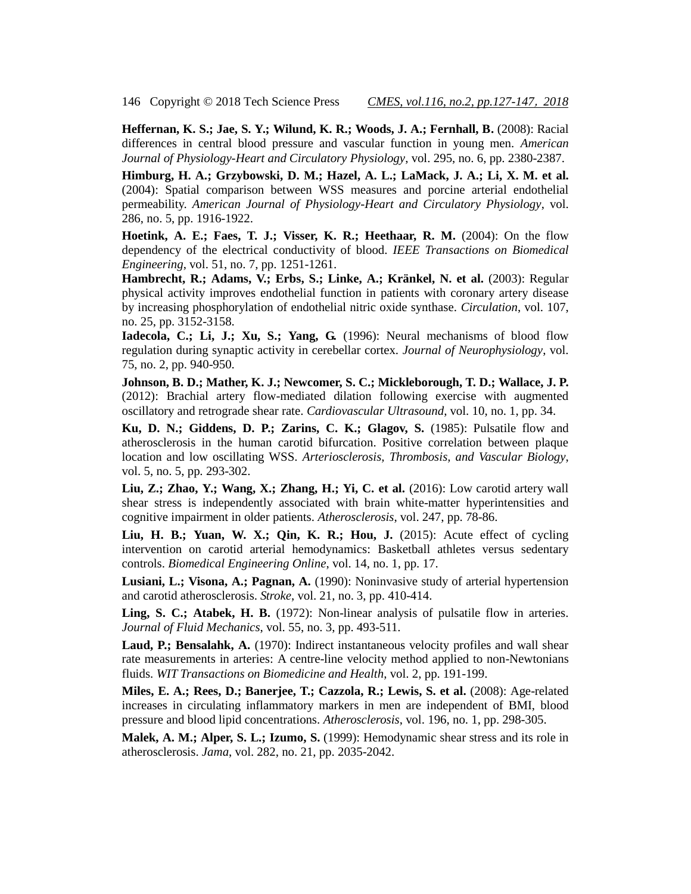**Heffernan, K. S.; Jae, S. Y.; Wilund, K. R.; Woods, J. A.; Fernhall, B.** (2008): Racial differences in central blood pressure and vascular function in young men. *American Journal of Physiology-Heart and Circulatory Physiology*, vol. 295, no. 6, pp. 2380-2387.

**Himburg, H. A.; Grzybowski, D. M.; Hazel, A. L.; LaMack, J. A.; Li, X. M. et al.** (2004): Spatial comparison between WSS measures and porcine arterial endothelial permeability. *American Journal of Physiology-Heart and Circulatory Physiology*, vol. 286, no. 5, pp. 1916-1922.

**Hoetink, A. E.; Faes, T. J.; Visser, K. R.; Heethaar, R. M.** (2004): On the flow dependency of the electrical conductivity of blood. *IEEE Transactions on Biomedical Engineering*, vol. 51, no. 7, pp. 1251-1261.

**Hambrecht, R.; Adams, V.; Erbs, S.; Linke, A.; Kränkel, N. et al.** (2003): Regular physical activity improves endothelial function in patients with coronary artery disease by increasing phosphorylation of endothelial nitric oxide synthase. *Circulation*, vol. 107, no. 25, pp. 3152-3158.

**Iadecola, C.; Li, J.; Xu, S.; Yang, G.** (1996): Neural mechanisms of blood flow regulation during synaptic activity in cerebellar cortex. *Journal of Neurophysiology*, vol. 75, no. 2, pp. 940-950.

**Johnson, B. D.; Mather, K. J.; Newcomer, S. C.; Mickleborough, T. D.; Wallace, J. P.** (2012): Brachial artery flow-mediated dilation following exercise with augmented oscillatory and retrograde shear rate. *Cardiovascular Ultrasound*, vol. 10, no. 1, pp. 34.

**Ku, D. N.; Giddens, D. P.; Zarins, C. K.; Glagov, S.** (1985): Pulsatile flow and atherosclerosis in the human carotid bifurcation. Positive correlation between plaque location and low oscillating WSS. *Arteriosclerosis, Thrombosis, and Vascular Biology*, vol. 5, no. 5, pp. 293-302.

**Liu, Z.; Zhao, Y.; Wang, X.; Zhang, H.; Yi, C. et al.** (2016): Low carotid artery wall shear stress is independently associated with brain white-matter hyperintensities and cognitive impairment in older patients. *Atherosclerosis*, vol. 247, pp. 78-86.

**Liu, H. B.; Yuan, W. X.; Qin, K. R.; Hou, J.** (2015): Acute effect of cycling intervention on carotid arterial hemodynamics: Basketball athletes versus sedentary controls. *Biomedical Engineering Online*, vol. 14, no. 1, pp. 17.

**Lusiani, L.; Visona, A.; Pagnan, A.** (1990): Noninvasive study of arterial hypertension and carotid atherosclerosis. *Stroke*, vol. 21, no. 3, pp. 410-414.

**Ling, S. C.; Atabek, H. B.** (1972): Non-linear analysis of pulsatile flow in arteries. *Journal of Fluid Mechanics*, vol. 55, no. 3, pp. 493-511.

**Laud, P.; Bensalahk, A.** (1970): Indirect instantaneous velocity profiles and wall shear rate measurements in arteries: A centre-line velocity method applied to non-Newtonians fluids. *WIT Transactions on Biomedicine and Health*, vol. 2, pp. 191-199.

**Miles, E. A.; Rees, D.; Banerjee, T.; Cazzola, R.; Lewis, S. et al.** (2008): Age-related increases in circulating inflammatory markers in men are independent of BMI, blood pressure and blood lipid concentrations. *Atherosclerosis*, vol. 196, no. 1, pp. 298-305.

**Malek, A. M.; Alper, S. L.; Izumo, S.** (1999): Hemodynamic shear stress and its role in atherosclerosis. *Jama*, vol. 282, no. 21, pp. 2035-2042.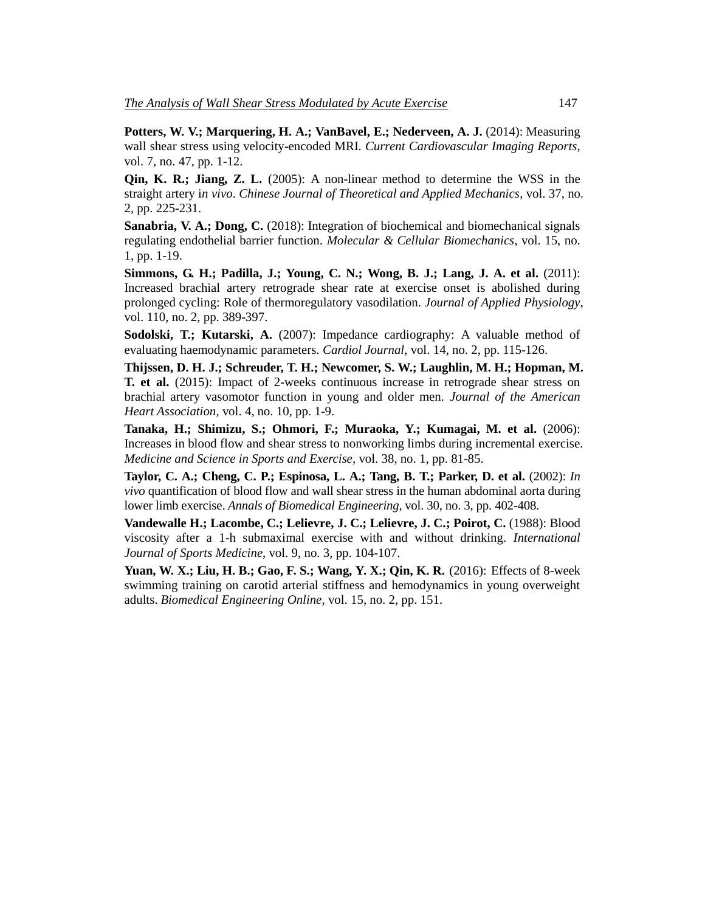**Potters, W. V.; Marquering, H. A.; VanBavel, E.; Nederveen, A. J.** (2014): Measuring wall shear stress using velocity-encoded MRI. *Current Cardiovascular Imaging Reports*, vol. 7, no. 47, pp. 1-12.

**Qin, K. R.; Jiang, Z. L.** (2005): A non-linear method to determine the WSS in the straight artery i*n vivo*. *Chinese Journal of Theoretical and Applied Mechanics*, vol. 37, no. 2, pp. 225-231.

**Sanabria, V. A.; Dong, C.** (2018): Integration of biochemical and biomechanical signals regulating endothelial barrier function. *Molecular & Cellular Biomechanics*, vol. 15, no. 1, pp. 1-19.

**Simmons, G. H.; Padilla, J.; Young, C. N.; Wong, B. J.; Lang, J. A. et al.** (2011): Increased brachial artery retrograde shear rate at exercise onset is abolished during prolonged cycling: Role of thermoregulatory vasodilation. *Journal of Applied Physiology*, vol. 110, no. 2, pp. 389-397.

**Sodolski, T.; Kutarski, A.** (2007): Impedance cardiography: A valuable method of evaluating haemodynamic parameters. *Cardiol Journal*, vol. 14, no. 2, pp. 115-126.

**Thijssen, D. H. J.; Schreuder, T. H.; Newcomer, S. W.; Laughlin, M. H.; Hopman, M. T. et al.** (2015): Impact of 2-weeks continuous increase in retrograde shear stress on brachial artery vasomotor function in young and older men. *Journal of the American Heart Association*, vol. 4, no. 10, pp. 1-9.

**Tanaka, H.; Shimizu, S.; Ohmori, F.; Muraoka, Y.; Kumagai, M. et al.** (2006): Increases in blood flow and shear stress to nonworking limbs during incremental exercise. *Medicine and Science in Sports and Exercise*, vol. 38, no. 1, pp. 81-85.

**Taylor, C. A.; Cheng, C. P.; Espinosa, L. A.; Tang, B. T.; Parker, D. et al.** (2002): *In vivo* quantification of blood flow and wall shear stress in the human abdominal aorta during lower limb exercise. *Annals of Biomedical Engineering*, vol. 30, no. 3, pp. 402-408.

**Vandewalle H.; Lacombe, C.; Lelievre, J. C.; Lelievre, J. C.; Poirot, C.** (1988): Blood viscosity after a 1-h submaximal exercise with and without drinking. *International Journal of Sports Medicine*, vol. 9, no. 3, pp. 104-107.

**Yuan, W. X.; Liu, H. B.; Gao, F. S.; Wang, Y. X.; Qin, K. R.** (2016): Effects of 8-week swimming training on carotid arterial stiffness and hemodynamics in young overweight adults. *Biomedical Engineering Online*, vol. 15, no. 2, pp. 151.